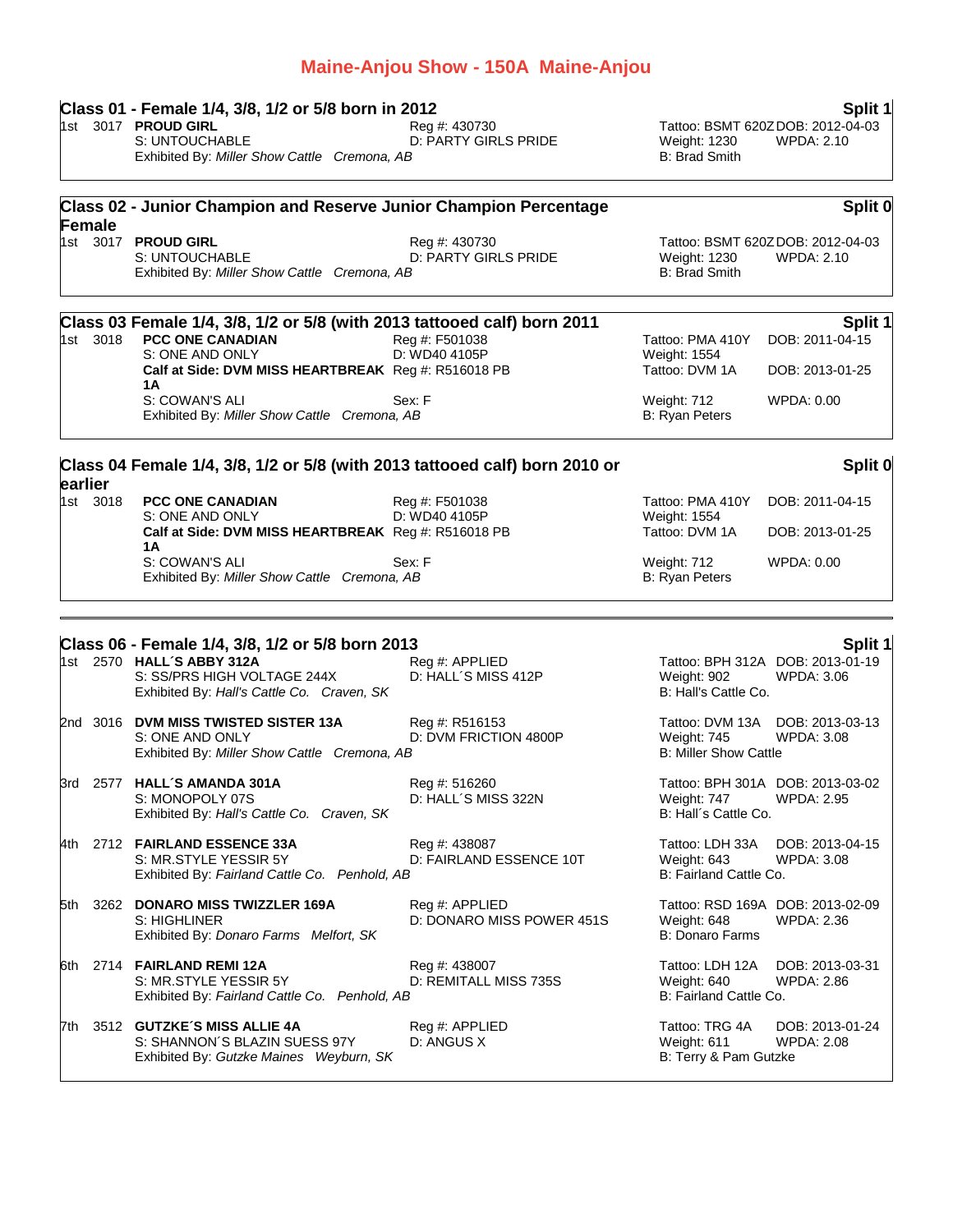# Maine-Anjou Show - 150A Maine-Anjou

## Class 01 - Female 1/4, 3/8, 1/2 or 5/8 born in 2012 — Split 1

1st 3017 **PROUD GIRL** — Reg #: 430730 — Tattoo: BSMT 620Z — DOB: 2012-04-03
S: UNTOUCHABLE — D: PARTY GIRLS PRIDE — Weight: 1230 — WPDA: 2.10
Exhibited By: *Miller Show Cattle Cremona, AB* — B: Brad Smith

## Class 02 - Junior Champion and Reserve Junior Champion Percentage Female — Split 0

1st 3017 **PROUD GIRL** — Reg #: 430730 — Tattoo: BSMT 620Z — DOB: 2012-04-03
S: UNTOUCHABLE — D: PARTY GIRLS PRIDE — Weight: 1230 — WPDA: 2.10
Exhibited By: *Miller Show Cattle Cremona, AB* — B: Brad Smith

## Class 03 Female 1/4, 3/8, 1/2 or 5/8 (with 2013 tattooed calf) born 2011 — Split 1

1st 3018 **PCC ONE CANADIAN** — Reg #: F501038 — Tattoo: PMA 410Y — DOB: 2011-04-15
S: ONE AND ONLY — D: WD40 4105P — Weight: 1554
**Calf at Side: DVM MISS HEARTBREAK 1A** — Reg #: R516018 PB — Tattoo: DVM 1A — DOB: 2013-01-25
S: COWAN'S ALI — Sex: F — Weight: 712 — WPDA: 0.00
Exhibited By: *Miller Show Cattle Cremona, AB* — B: Ryan Peters

## Class 04 Female 1/4, 3/8, 1/2 or 5/8 (with 2013 tattooed calf) born 2010 or earlier — Split 0

1st 3018 **PCC ONE CANADIAN** — Reg #: F501038 — Tattoo: PMA 410Y — DOB: 2011-04-15
S: ONE AND ONLY — D: WD40 4105P — Weight: 1554
**Calf at Side: DVM MISS HEARTBREAK 1A** — Reg #: R516018 PB — Tattoo: DVM 1A — DOB: 2013-01-25
S: COWAN'S ALI — Sex: F — Weight: 712 — WPDA: 0.00
Exhibited By: *Miller Show Cattle Cremona, AB* — B: Ryan Peters

---

## Class 06 - Female 1/4, 3/8, 1/2 or 5/8 born 2013 — Split 1

1st 2570 **HALL´S ABBY 312A** — Reg #: APPLIED — Tattoo: BPH 312A — DOB: 2013-01-19
S: SS/PRS HIGH VOLTAGE 244X — D: HALL´S MISS 412P — Weight: 902 — WPDA: 3.06
Exhibited By: *Hall's Cattle Co. Craven, SK* — B: Hall's Cattle Co.

2nd 3016 **DVM MISS TWISTED SISTER 13A** — Reg #: R516153 — Tattoo: DVM 13A — DOB: 2013-03-13
S: ONE AND ONLY — D: DVM FRICTION 4800P — Weight: 745 — WPDA: 3.08
Exhibited By: *Miller Show Cattle Cremona, AB* — B: Miller Show Cattle

3rd 2577 **HALL´S AMANDA 301A** — Reg #: 516260 — Tattoo: BPH 301A — DOB: 2013-03-02
S: MONOPOLY 07S — D: HALL´S MISS 322N — Weight: 747 — WPDA: 2.95
Exhibited By: *Hall's Cattle Co. Craven, SK* — B: Hall´s Cattle Co.

4th 2712 **FAIRLAND ESSENCE 33A** — Reg #: 438087 — Tattoo: LDH 33A — DOB: 2013-04-15
S: MR.STYLE YESSIR 5Y — D: FAIRLAND ESSENCE 10T — Weight: 643 — WPDA: 3.08
Exhibited By: *Fairland Cattle Co. Penhold, AB* — B: Fairland Cattle Co.

5th 3262 **DONARO MISS TWIZZLER 169A** — Reg #: APPLIED — Tattoo: RSD 169A — DOB: 2013-02-09
S: HIGHLINER — D: DONARO MISS POWER 451S — Weight: 648 — WPDA: 2.36
Exhibited By: *Donaro Farms Melfort, SK* — B: Donaro Farms

6th 2714 **FAIRLAND REMI 12A** — Reg #: 438007 — Tattoo: LDH 12A — DOB: 2013-03-31
S: MR.STYLE YESSIR 5Y — D: REMITALL MISS 735S — Weight: 640 — WPDA: 2.86
Exhibited By: *Fairland Cattle Co. Penhold, AB* — B: Fairland Cattle Co.

7th 3512 **GUTZKE´S MISS ALLIE 4A** — Reg #: APPLIED — Tattoo: TRG 4A — DOB: 2013-01-24
S: SHANNON´S BLAZIN SUESS 97Y — D: ANGUS X — Weight: 611 — WPDA: 2.08
Exhibited By: *Gutzke Maines Weyburn, SK* — B: Terry & Pam Gutzke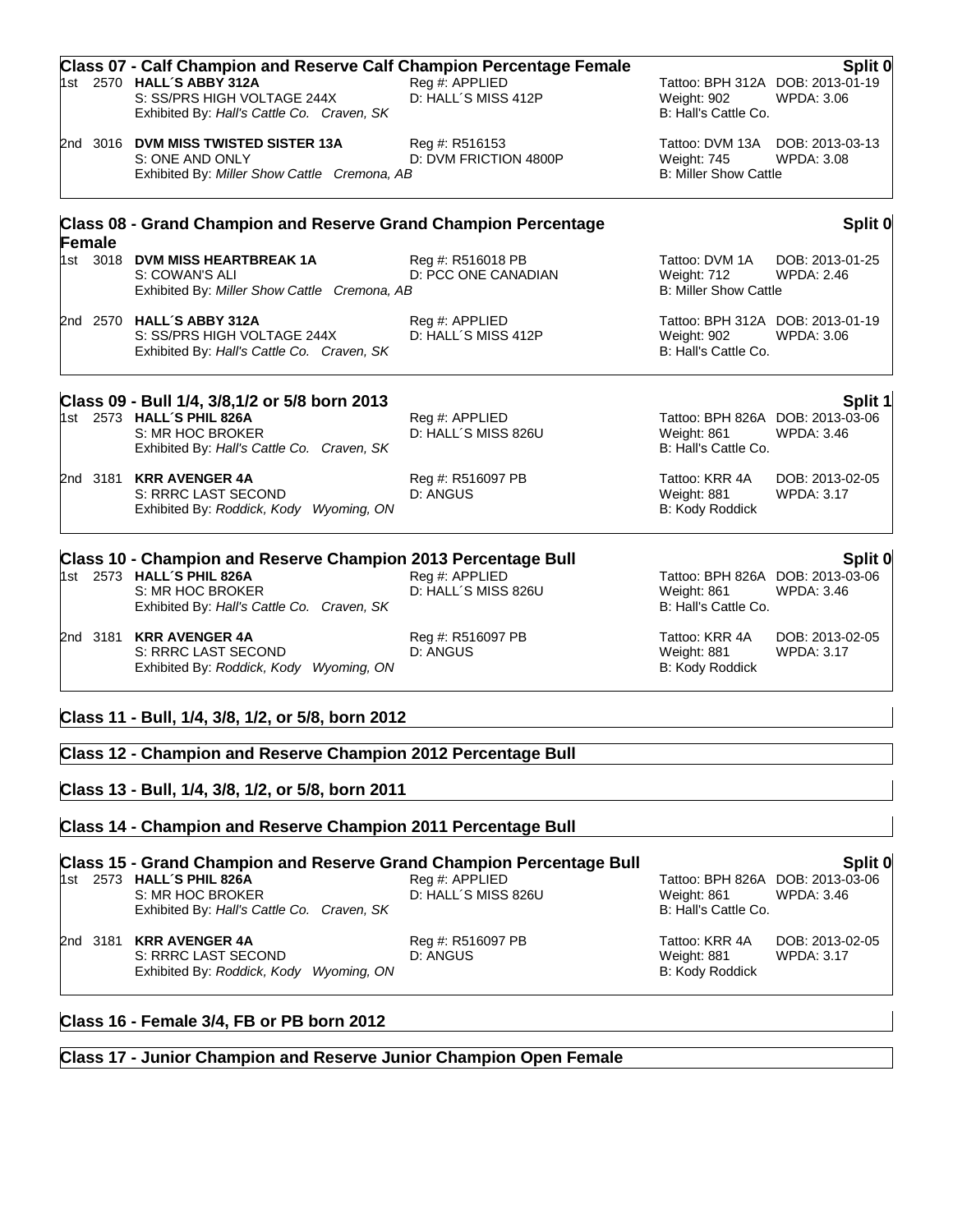## Class 07 - Calf Champion and Reserve Calf Champion Percentage Female — Split 0

1st 2570 **HALL´S ABBY 312A** — Reg #: APPLIED — Tattoo: BPH 312A — DOB: 2013-01-19
S: SS/PRS HIGH VOLTAGE 244X — D: HALL´S MISS 412P — Weight: 902 — WPDA: 3.06
Exhibited By: *Hall's Cattle Co. Craven, SK* — B: Hall's Cattle Co.

2nd 3016 **DVM MISS TWISTED SISTER 13A** — Reg #: R516153 — Tattoo: DVM 13A — DOB: 2013-03-13
S: ONE AND ONLY — D: DVM FRICTION 4800P — Weight: 745 — WPDA: 3.08
Exhibited By: *Miller Show Cattle Cremona, AB* — B: Miller Show Cattle

## Class 08 - Grand Champion and Reserve Grand Champion Percentage Female — Split 0

1st 3018 **DVM MISS HEARTBREAK 1A** — Reg #: R516018 PB — Tattoo: DVM 1A — DOB: 2013-01-25
S: COWAN'S ALI — D: PCC ONE CANADIAN — Weight: 712 — WPDA: 2.46
Exhibited By: *Miller Show Cattle Cremona, AB* — B: Miller Show Cattle

2nd 2570 **HALL´S ABBY 312A** — Reg #: APPLIED — Tattoo: BPH 312A — DOB: 2013-01-19
S: SS/PRS HIGH VOLTAGE 244X — D: HALL´S MISS 412P — Weight: 902 — WPDA: 3.06
Exhibited By: *Hall's Cattle Co. Craven, SK* — B: Hall's Cattle Co.

## Class 09 - Bull 1/4, 3/8,1/2 or 5/8 born 2013 — Split 1

1st 2573 **HALL´S PHIL 826A** — Reg #: APPLIED — Tattoo: BPH 826A — DOB: 2013-03-06
S: MR HOC BROKER — D: HALL´S MISS 826U — Weight: 861 — WPDA: 3.46
Exhibited By: *Hall's Cattle Co. Craven, SK* — B: Hall's Cattle Co.

2nd 3181 **KRR AVENGER 4A** — Reg #: R516097 PB — Tattoo: KRR 4A — DOB: 2013-02-05
S: RRRC LAST SECOND — D: ANGUS — Weight: 881 — WPDA: 3.17
Exhibited By: *Roddick, Kody Wyoming, ON* — B: Kody Roddick

## Class 10 - Champion and Reserve Champion 2013 Percentage Bull — Split 0

1st 2573 **HALL´S PHIL 826A** — Reg #: APPLIED — Tattoo: BPH 826A — DOB: 2013-03-06
S: MR HOC BROKER — D: HALL´S MISS 826U — Weight: 861 — WPDA: 3.46
Exhibited By: *Hall's Cattle Co. Craven, SK* — B: Hall's Cattle Co.

2nd 3181 **KRR AVENGER 4A** — Reg #: R516097 PB — Tattoo: KRR 4A — DOB: 2013-02-05
S: RRRC LAST SECOND — D: ANGUS — Weight: 881 — WPDA: 3.17
Exhibited By: *Roddick, Kody Wyoming, ON* — B: Kody Roddick

## Class 11 - Bull, 1/4, 3/8, 1/2, or 5/8, born 2012

## Class 12 - Champion and Reserve Champion 2012 Percentage Bull

## Class 13 - Bull, 1/4, 3/8, 1/2, or 5/8, born 2011

## Class 14 - Champion and Reserve Champion 2011 Percentage Bull

## Class 15 - Grand Champion and Reserve Grand Champion Percentage Bull — Split 0

1st 2573 **HALL´S PHIL 826A** — Reg #: APPLIED — Tattoo: BPH 826A — DOB: 2013-03-06
S: MR HOC BROKER — D: HALL´S MISS 826U — Weight: 861 — WPDA: 3.46
Exhibited By: *Hall's Cattle Co. Craven, SK* — B: Hall's Cattle Co.

2nd 3181 **KRR AVENGER 4A** — Reg #: R516097 PB — Tattoo: KRR 4A — DOB: 2013-02-05
S: RRRC LAST SECOND — D: ANGUS — Weight: 881 — WPDA: 3.17
Exhibited By: *Roddick, Kody Wyoming, ON* — B: Kody Roddick

## Class 16 - Female 3/4, FB or PB born 2012

## Class 17 - Junior Champion and Reserve Junior Champion Open Female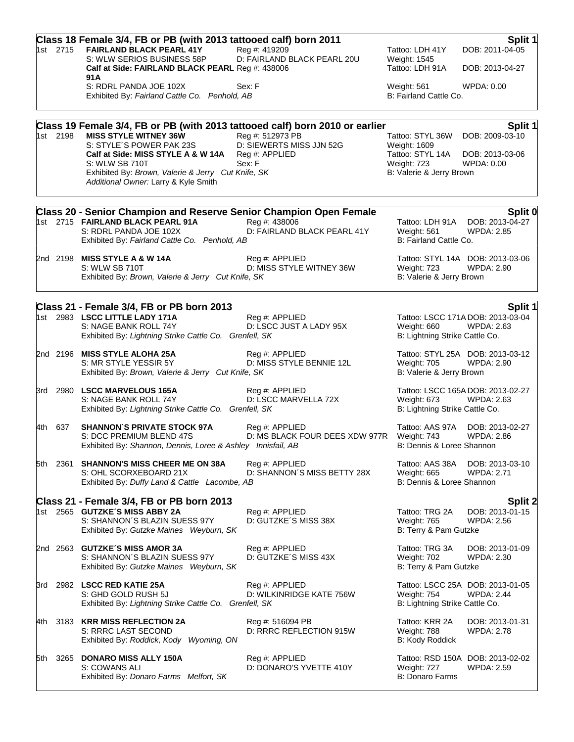## Class 18 Female 3/4, FB or PB (with 2013 tattooed calf) born 2011 — Split 1

1st 2715 **FAIRLAND BLACK PEARL 41Y** Reg #: 419209 Tattoo: LDH 41Y DOB: 2011-04-05
S: WLW SERIOS BUSINESS 58P D: FAIRLAND BLACK PEARL 20U Weight: 1545
**Calf at Side: FAIRLAND BLACK PEARL 91A** Reg #: 438006 Tattoo: LDH 91A DOB: 2013-04-27
S: RDRL PANDA JOE 102X Sex: F Weight: 561 WPDA: 0.00
Exhibited By: *Fairland Cattle Co. Penhold, AB* B: Fairland Cattle Co.

## Class 19 Female 3/4, FB or PB (with 2013 tattooed calf) born 2010 or earlier — Split 1

1st 2198 **MISS STYLE WITNEY 36W** Reg #: 512973 PB Tattoo: STYL 36W DOB: 2009-03-10
S: STYLE´S POWER PAK 23S D: SIEWERTS MISS JJN 52G Weight: 1609
**Calf at Side: MISS STYLE A & W 14A** Reg #: APPLIED Tattoo: STYL 14A DOB: 2013-03-06
S: WLW SB 710T Sex: F Weight: 723 WPDA: 0.00
Exhibited By: *Brown, Valerie & Jerry Cut Knife, SK* B: Valerie & Jerry Brown
*Additional Owner:* Larry & Kyle Smith

## Class 20 - Senior Champion and Reserve Senior Champion Open Female — Split 0

1st 2715 **FAIRLAND BLACK PEARL 91A** Reg #: 438006 Tattoo: LDH 91A DOB: 2013-04-27
S: RDRL PANDA JOE 102X D: FAIRLAND BLACK PEARL 41Y Weight: 561 WPDA: 2.85
Exhibited By: *Fairland Cattle Co. Penhold, AB* B: Fairland Cattle Co.

2nd 2198 **MISS STYLE A & W 14A** Reg #: APPLIED Tattoo: STYL 14A DOB: 2013-03-06
S: WLW SB 710T D: MISS STYLE WITNEY 36W Weight: 723 WPDA: 2.90
Exhibited By: *Brown, Valerie & Jerry Cut Knife, SK* B: Valerie & Jerry Brown

## Class 21 - Female 3/4, FB or PB born 2013 — Split 1

1st 2983 **LSCC LITTLE LADY 171A** Reg #: APPLIED Tattoo: LSCC 171A DOB: 2013-03-04
S: NAGE BANK ROLL 74Y D: LSCC JUST A LADY 95X Weight: 660 WPDA: 2.63
Exhibited By: *Lightning Strike Cattle Co. Grenfell, SK* B: Lightning Strike Cattle Co.

2nd 2196 **MISS STYLE ALOHA 25A** Reg #: APPLIED Tattoo: STYL 25A DOB: 2013-03-12
S: MR STYLE YESSIR 5Y D: MISS STYLE BENNIE 12L Weight: 705 WPDA: 2.90
Exhibited By: *Brown, Valerie & Jerry Cut Knife, SK* B: Valerie & Jerry Brown

3rd 2980 **LSCC MARVELOUS 165A** Reg #: APPLIED Tattoo: LSCC 165A DOB: 2013-02-27
S: NAGE BANK ROLL 74Y D: LSCC MARVELLA 72X Weight: 673 WPDA: 2.63
Exhibited By: *Lightning Strike Cattle Co. Grenfell, SK* B: Lightning Strike Cattle Co.

4th 637 **SHANNON`S PRIVATE STOCK 97A** Reg #: APPLIED Tattoo: AAS 97A DOB: 2013-02-27
S: DCC PREMIUM BLEND 47S D: MS BLACK FOUR DEES XDW 977R Weight: 743 WPDA: 2.86
Exhibited By: *Shannon, Dennis, Loree & Ashley Innisfail, AB* B: Dennis & Loree Shannon

5th 2361 **SHANNON'S MISS CHEER ME ON 38A** Reg #: APPLIED Tattoo: AAS 38A DOB: 2013-03-10
S: OHL SCORXEBOARD 21X D: SHANNON´S MISS BETTY 28X Weight: 665 WPDA: 2.71
Exhibited By: *Duffy Land & Cattle Lacombe, AB* B: Dennis & Loree Shannon

## Class 21 - Female 3/4, FB or PB born 2013 — Split 2

1st 2565 **GUTZKE´S MISS ABBY 2A** Reg #: APPLIED Tattoo: TRG 2A DOB: 2013-01-15
S: SHANNON´S BLAZIN SUESS 97Y D: GUTZKE´S MISS 38X Weight: 765 WPDA: 2.56
Exhibited By: *Gutzke Maines Weyburn, SK* B: Terry & Pam Gutzke

2nd 2563 **GUTZKE´S MISS AMOR 3A** Reg #: APPLIED Tattoo: TRG 3A DOB: 2013-01-09
S: SHANNON´S BLAZIN SUESS 97Y D: GUTZKE´S MISS 43X Weight: 702 WPDA: 2.30
Exhibited By: *Gutzke Maines Weyburn, SK* B: Terry & Pam Gutzke

3rd 2982 **LSCC RED KATIE 25A** Reg #: APPLIED Tattoo: LSCC 25A DOB: 2013-01-05
S: GHD GOLD RUSH 5J D: WILKINRIDGE KATE 756W Weight: 754 WPDA: 2.44
Exhibited By: *Lightning Strike Cattle Co. Grenfell, SK* B: Lightning Strike Cattle Co.

4th 3183 **KRR MISS REFLECTION 2A** Reg #: 516094 PB Tattoo: KRR 2A DOB: 2013-01-31
S: RRRC LAST SECOND D: RRRC REFLECTION 915W Weight: 788 WPDA: 2.78
Exhibited By: *Roddick, Kody Wyoming, ON* B: Kody Roddick

5th 3265 **DONARO MISS ALLY 150A** Reg #: APPLIED Tattoo: RSD 150A DOB: 2013-02-02
S: COWANS ALI D: DONARO'S YVETTE 410Y Weight: 727 WPDA: 2.59
Exhibited By: *Donaro Farms Melfort, SK* B: Donaro Farms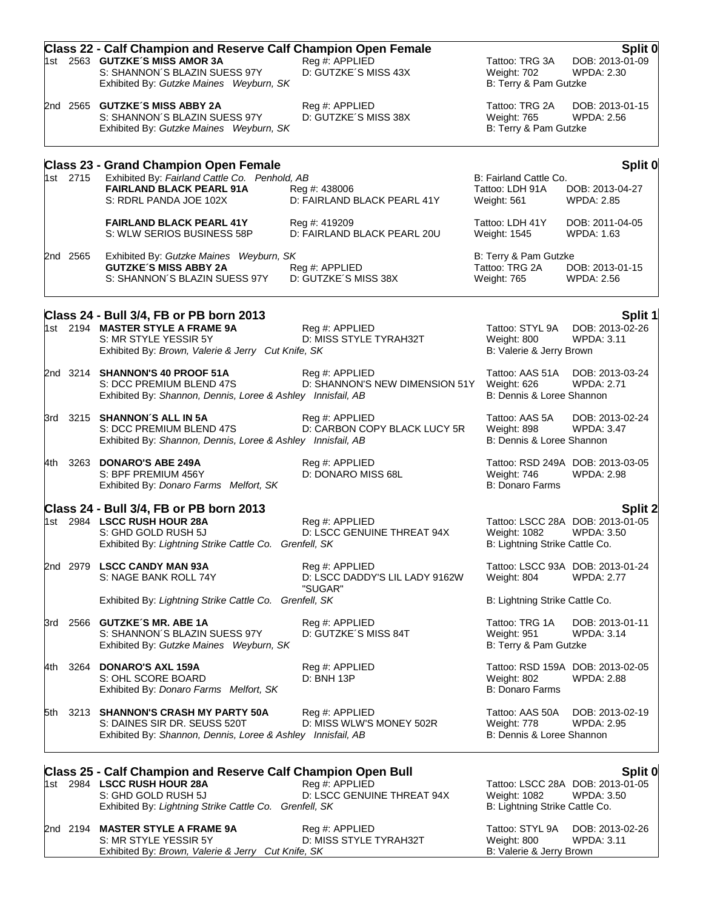## Class 22 - Calf Champion and Reserve Calf Champion Open Female

**Split 0**

1st 2563 **GUTZKE´S MISS AMOR 3A** — Reg #: APPLIED — Tattoo: TRG 3A — DOB: 2013-01-09
S: SHANNON´S BLAZIN SUESS 97Y — D: GUTZKE´S MISS 43X — Weight: 702 — WPDA: 2.30
Exhibited By: *Gutzke Maines Weyburn, SK* — B: Terry & Pam Gutzke

2nd 2565 **GUTZKE´S MISS ABBY 2A** — Reg #: APPLIED — Tattoo: TRG 2A — DOB: 2013-01-15
S: SHANNON´S BLAZIN SUESS 97Y — D: GUTZKE´S MISS 38X — Weight: 765 — WPDA: 2.56
Exhibited By: *Gutzke Maines Weyburn, SK* — B: Terry & Pam Gutzke

## Class 23 - Grand Champion Open Female

**Split 0**

1st 2715 Exhibited By: *Fairland Cattle Co. Penhold, AB* — B: Fairland Cattle Co.
**FAIRLAND BLACK PEARL 91A** — Reg #: 438006 — Tattoo: LDH 91A — DOB: 2013-04-27
S: RDRL PANDA JOE 102X — D: FAIRLAND BLACK PEARL 41Y — Weight: 561 — WPDA: 2.85

**FAIRLAND BLACK PEARL 41Y** — Reg #: 419209 — Tattoo: LDH 41Y — DOB: 2011-04-05
S: WLW SERIOS BUSINESS 58P — D: FAIRLAND BLACK PEARL 20U — Weight: 1545 — WPDA: 1.63

2nd 2565 Exhibited By: *Gutzke Maines Weyburn, SK* — B: Terry & Pam Gutzke
**GUTZKE´S MISS ABBY 2A** — Reg #: APPLIED — Tattoo: TRG 2A — DOB: 2013-01-15
S: SHANNON´S BLAZIN SUESS 97Y — D: GUTZKE´S MISS 38X — Weight: 765 — WPDA: 2.56

## Class 24 - Bull 3/4, FB or PB born 2013

**Split 1**

1st 2194 **MASTER STYLE A FRAME 9A** — Reg #: APPLIED — Tattoo: STYL 9A — DOB: 2013-02-26
S: MR STYLE YESSIR 5Y — D: MISS STYLE TYRAH32T — Weight: 800 — WPDA: 3.11
Exhibited By: *Brown, Valerie & Jerry Cut Knife, SK* — B: Valerie & Jerry Brown

2nd 3214 **SHANNON'S 40 PROOF 51A** — Reg #: APPLIED — Tattoo: AAS 51A — DOB: 2013-03-24
S: DCC PREMIUM BLEND 47S — D: SHANNON'S NEW DIMENSION 51Y — Weight: 626 — WPDA: 2.71
Exhibited By: *Shannon, Dennis, Loree & Ashley Innisfail, AB* — B: Dennis & Loree Shannon

3rd 3215 **SHANNON´S ALL IN 5A** — Reg #: APPLIED — Tattoo: AAS 5A — DOB: 2013-02-24
S: DCC PREMIUM BLEND 47S — D: CARBON COPY BLACK LUCY 5R — Weight: 898 — WPDA: 3.47
Exhibited By: *Shannon, Dennis, Loree & Ashley Innisfail, AB* — B: Dennis & Loree Shannon

4th 3263 **DONARO'S ABE 249A** — Reg #: APPLIED — Tattoo: RSD 249A — DOB: 2013-03-05
S: BPF PREMIUM 456Y — D: DONARO MISS 68L — Weight: 746 — WPDA: 2.98
Exhibited By: *Donaro Farms Melfort, SK* — B: Donaro Farms

## Class 24 - Bull 3/4, FB or PB born 2013

**Split 2**

1st 2984 **LSCC RUSH HOUR 28A** — Reg #: APPLIED — Tattoo: LSCC 28A — DOB: 2013-01-05
S: GHD GOLD RUSH 5J — D: LSCC GENUINE THREAT 94X — Weight: 1082 — WPDA: 3.50
Exhibited By: *Lightning Strike Cattle Co. Grenfell, SK* — B: Lightning Strike Cattle Co.

2nd 2979 **LSCC CANDY MAN 93A** — Reg #: APPLIED — Tattoo: LSCC 93A — DOB: 2013-01-24
S: NAGE BANK ROLL 74Y — D: LSCC DADDY'S LIL LADY 9162W "SUGAR" — Weight: 804 — WPDA: 2.77
Exhibited By: *Lightning Strike Cattle Co. Grenfell, SK* — B: Lightning Strike Cattle Co.

3rd 2566 **GUTZKE´S MR. ABE 1A** — Reg #: APPLIED — Tattoo: TRG 1A — DOB: 2013-01-11
S: SHANNON´S BLAZIN SUESS 97Y — D: GUTZKE´S MISS 84T — Weight: 951 — WPDA: 3.14
Exhibited By: *Gutzke Maines Weyburn, SK* — B: Terry & Pam Gutzke

4th 3264 **DONARO'S AXL 159A** — Reg #: APPLIED — Tattoo: RSD 159A — DOB: 2013-02-05
S: OHL SCORE BOARD — D: BNH 13P — Weight: 802 — WPDA: 2.88
Exhibited By: *Donaro Farms Melfort, SK* — B: Donaro Farms

5th 3213 **SHANNON'S CRASH MY PARTY 50A** — Reg #: APPLIED — Tattoo: AAS 50A — DOB: 2013-02-19
S: DAINES SIR DR. SEUSS 520T — D: MISS WLW'S MONEY 502R — Weight: 778 — WPDA: 2.95
Exhibited By: *Shannon, Dennis, Loree & Ashley Innisfail, AB* — B: Dennis & Loree Shannon

## Class 25 - Calf Champion and Reserve Calf Champion Open Bull

**Split 0**

1st 2984 **LSCC RUSH HOUR 28A** — Reg #: APPLIED — Tattoo: LSCC 28A — DOB: 2013-01-05
S: GHD GOLD RUSH 5J — D: LSCC GENUINE THREAT 94X — Weight: 1082 — WPDA: 3.50
Exhibited By: *Lightning Strike Cattle Co. Grenfell, SK* — B: Lightning Strike Cattle Co.

2nd 2194 **MASTER STYLE A FRAME 9A** — Reg #: APPLIED — Tattoo: STYL 9A — DOB: 2013-02-26
S: MR STYLE YESSIR 5Y — D: MISS STYLE TYRAH32T — Weight: 800 — WPDA: 3.11
Exhibited By: *Brown, Valerie & Jerry Cut Knife, SK* — B: Valerie & Jerry Brown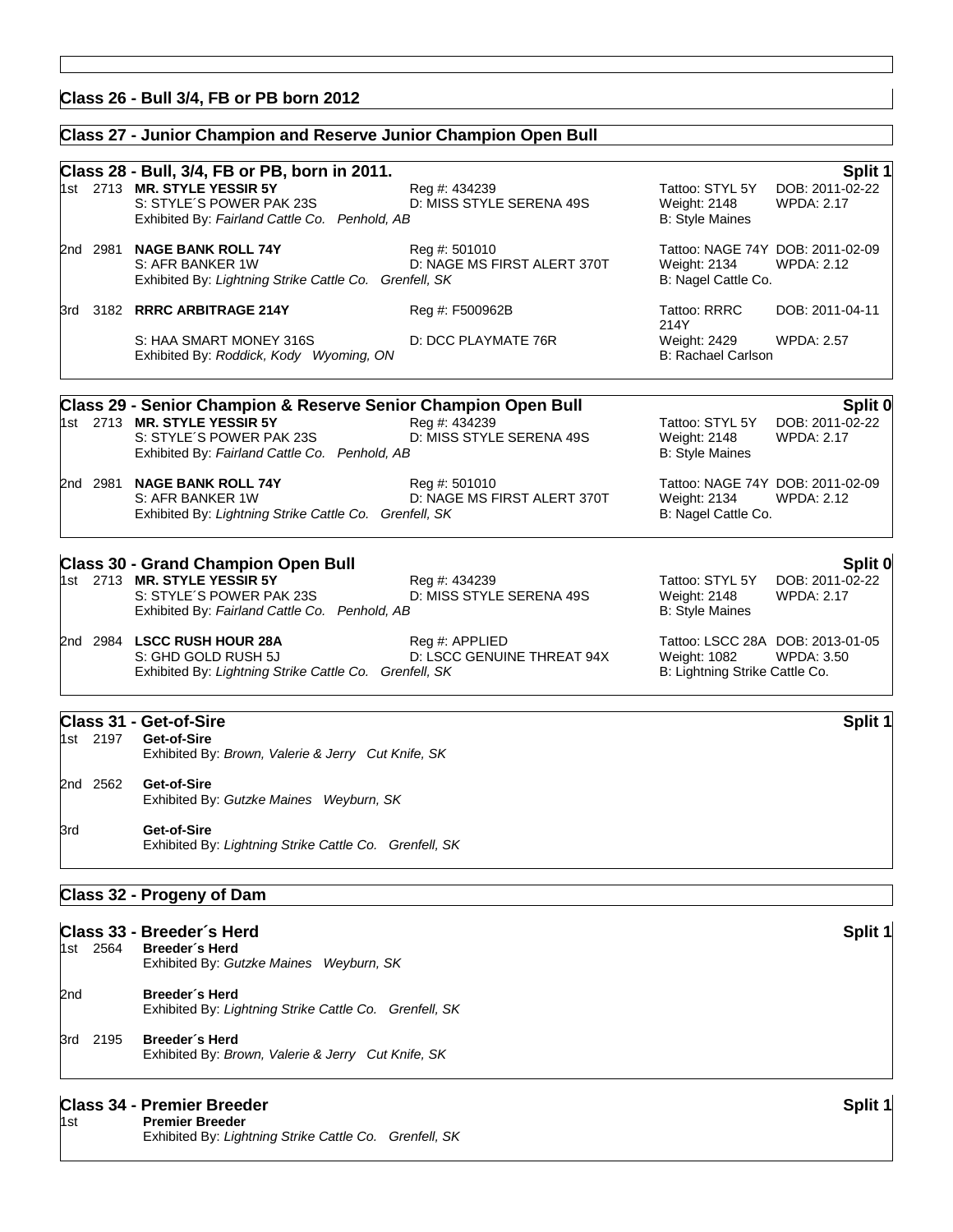## Class 26 - Bull 3/4, FB or PB born 2012

## Class 27 - Junior Champion and Reserve Junior Champion Open Bull

## Class 28 - Bull, 3/4, FB or PB, born in 2011.

**Split 1**

1st 2713 **MR. STYLE YESSIR 5Y** Reg #: 434239 Tattoo: STYL 5Y DOB: 2011-02-22
S: STYLE´S POWER PAK 23S D: MISS STYLE SERENA 49S Weight: 2148 WPDA: 2.17
Exhibited By: *Fairland Cattle Co. Penhold, AB* B: Style Maines

2nd 2981 **NAGE BANK ROLL 74Y** Reg #: 501010 Tattoo: NAGE 74Y DOB: 2011-02-09
S: AFR BANKER 1W D: NAGE MS FIRST ALERT 370T Weight: 2134 WPDA: 2.12
Exhibited By: *Lightning Strike Cattle Co. Grenfell, SK* B: Nagel Cattle Co.

3rd 3182 **RRRC ARBITRAGE 214Y** Reg #: F500962B Tattoo: RRRC 214Y DOB: 2011-04-11
S: HAA SMART MONEY 316S D: DCC PLAYMATE 76R Weight: 2429 WPDA: 2.57
Exhibited By: *Roddick, Kody Wyoming, ON* B: Rachael Carlson

## Class 29 - Senior Champion & Reserve Senior Champion Open Bull

**Split 0**

1st 2713 **MR. STYLE YESSIR 5Y** Reg #: 434239 Tattoo: STYL 5Y DOB: 2011-02-22
S: STYLE´S POWER PAK 23S D: MISS STYLE SERENA 49S Weight: 2148 WPDA: 2.17
Exhibited By: *Fairland Cattle Co. Penhold, AB* B: Style Maines

2nd 2981 **NAGE BANK ROLL 74Y** Reg #: 501010 Tattoo: NAGE 74Y DOB: 2011-02-09
S: AFR BANKER 1W D: NAGE MS FIRST ALERT 370T Weight: 2134 WPDA: 2.12
Exhibited By: *Lightning Strike Cattle Co. Grenfell, SK* B: Nagel Cattle Co.

## Class 30 - Grand Champion Open Bull

**Split 0**

1st 2713 **MR. STYLE YESSIR 5Y** Reg #: 434239 Tattoo: STYL 5Y DOB: 2011-02-22
S: STYLE´S POWER PAK 23S D: MISS STYLE SERENA 49S Weight: 2148 WPDA: 2.17
Exhibited By: *Fairland Cattle Co. Penhold, AB* B: Style Maines

2nd 2984 **LSCC RUSH HOUR 28A** Reg #: APPLIED Tattoo: LSCC 28A DOB: 2013-01-05
S: GHD GOLD RUSH 5J D: LSCC GENUINE THREAT 94X Weight: 1082 WPDA: 3.50
Exhibited By: *Lightning Strike Cattle Co. Grenfell, SK* B: Lightning Strike Cattle Co.

## Class 31 - Get-of-Sire

**Split 1**

1st 2197 **Get-of-Sire**
Exhibited By: *Brown, Valerie & Jerry Cut Knife, SK*

2nd 2562 **Get-of-Sire**
Exhibited By: *Gutzke Maines Weyburn, SK*

3rd **Get-of-Sire**
Exhibited By: *Lightning Strike Cattle Co. Grenfell, SK*

## Class 32 - Progeny of Dam

## Class 33 - Breeder´s Herd

**Split 1**

1st 2564 **Breeder´s Herd**
Exhibited By: *Gutzke Maines Weyburn, SK*

2nd **Breeder´s Herd**
Exhibited By: *Lightning Strike Cattle Co. Grenfell, SK*

3rd 2195 **Breeder´s Herd**
Exhibited By: *Brown, Valerie & Jerry Cut Knife, SK*

## Class 34 - Premier Breeder

**Split 1**

1st **Premier Breeder**
Exhibited By: *Lightning Strike Cattle Co. Grenfell, SK*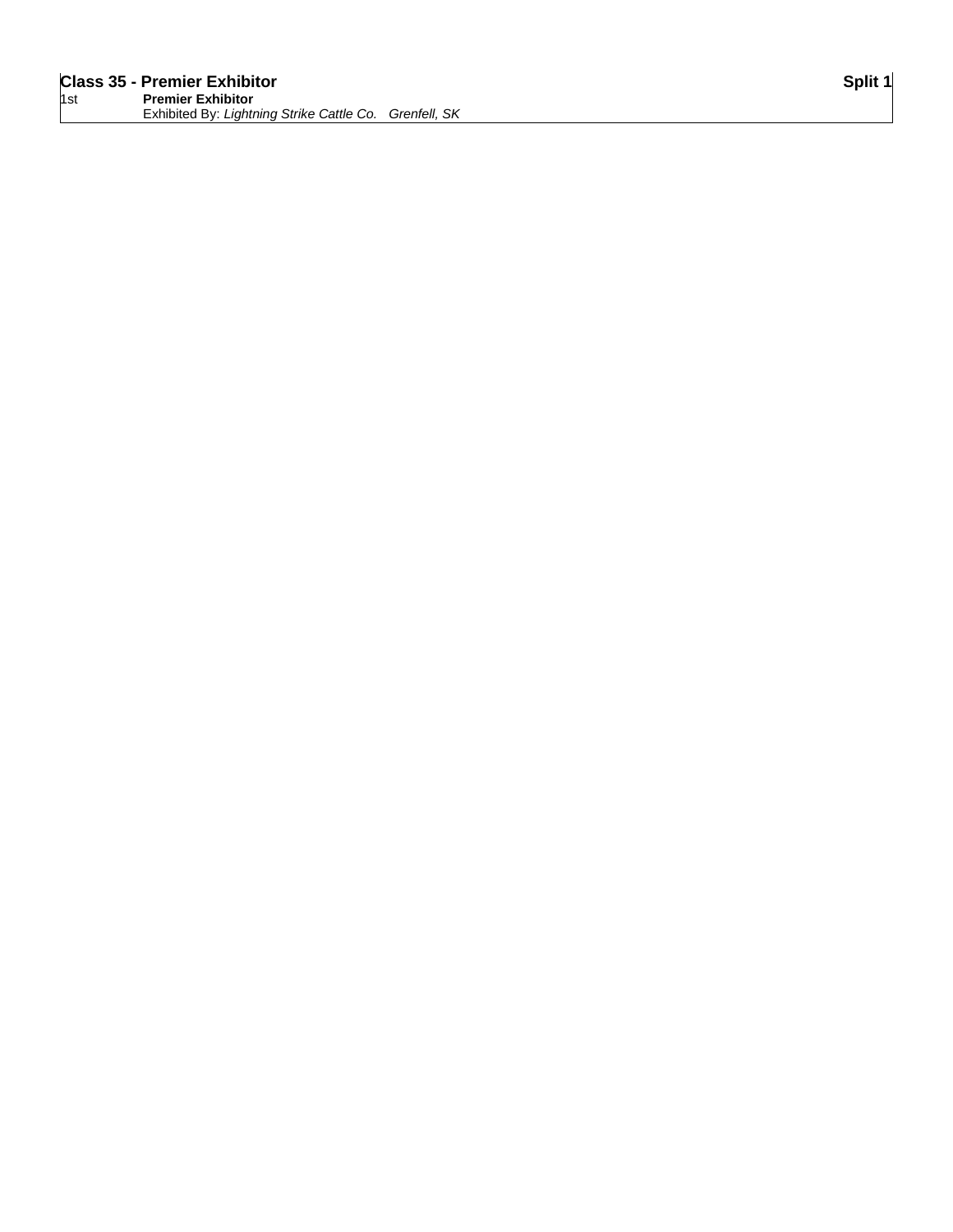**Class 35 - Premier Exhibitor** **Split 1**

1st **Premier Exhibitor**

Exhibited By: *Lightning Strike Cattle Co. Grenfell, SK*